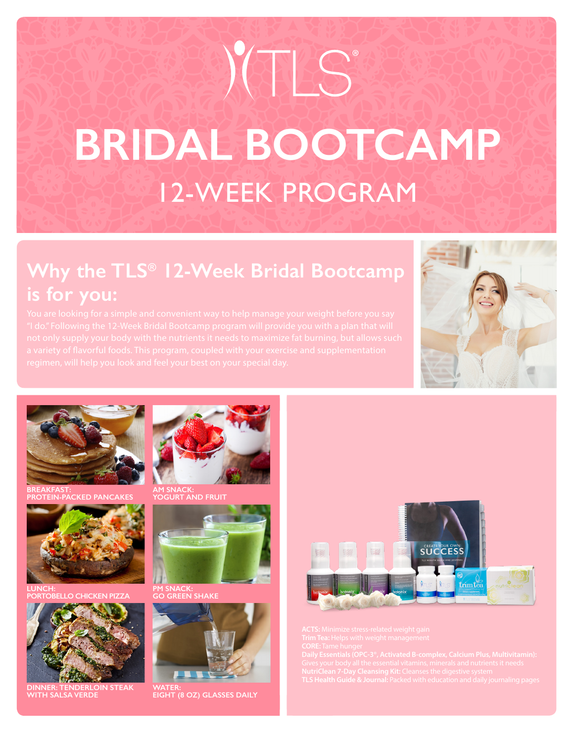# TLS®

# BRIDAL BOOTCAMP

## 12-WEEK PROGRAM

## Why the TLS® 12-Week Bridal Bootcamp is for you:

You are looking for a simple and convenient way to help manage your weight before you say "I do." Following the 12-Week Bridal Bootcamp program will provide you with a plan that will not only supply your body with the nutrients it needs to maximize fat burning, but allows such a variety of flavorful foods. This program, coupled with your exercise and supplementation regimen, will help you look and feel your best on your special day.

**BREAKFAST:**
**PROTEIN-PACKED PANCAKES**

**AM SNACK:**
**YOGURT AND FRUIT**

**LUNCH:**
**PORTOBELLO CHICKEN PIZZA**

**PM SNACK:**
**GO GREEN SHAKE**

**DINNER: TENDERLOIN STEAK WITH SALSA VERDE**

**WATER:**
**EIGHT (8 OZ) GLASSES DAILY**

**ACTS:** Minimize stress-related weight gain
**Trim Tea:** Helps with weight management
**CORE:** Tame hunger
**Daily Essentials (OPC-3®, Activated B-complex, Calcium Plus, Multivitamin):** Gives your body all the essential vitamins, minerals and nutrients it needs
**NutriClean 7-Day Cleansing Kit:** Cleanses the digestive system
**TLS Health Guide & Journal:** Packed with education and daily journaling pages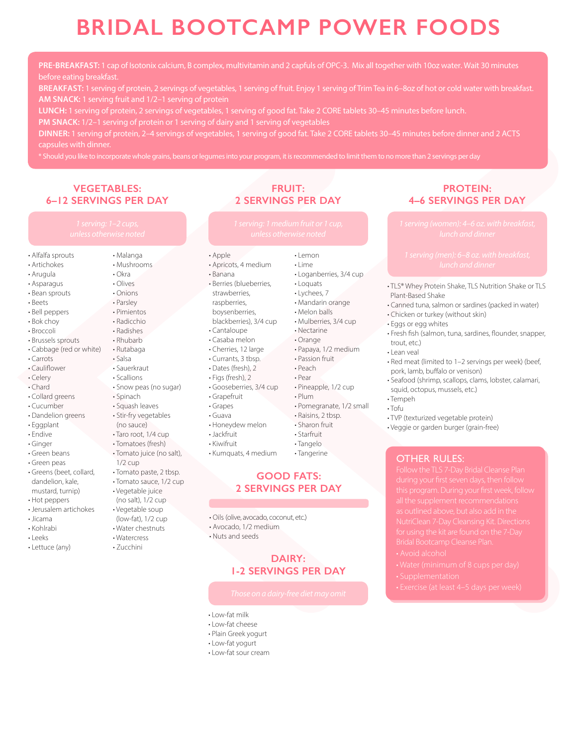# BRIDAL BOOTCAMP POWER FOODS

**PRE-BREAKFAST:** 1 cap of Isotonix calcium, B complex, multivitamin and 2 capfuls of OPC-3. Mix all together with 10oz water. Wait 30 minutes before eating breakfast.

**BREAKFAST:** 1 serving of protein, 2 servings of vegetables, 1 serving of fruit. Enjoy 1 serving of Trim Tea in 6–8oz of hot or cold water with breakfast.

**AM SNACK:** 1 serving fruit and 1/2–1 serving of protein

**LUNCH:** 1 serving of protein, 2 servings of vegetables, 1 serving of good fat. Take 2 CORE tablets 30–45 minutes before lunch.

**PM SNACK:** 1/2–1 serving of protein or 1 serving of dairy and 1 serving of vegetables

**DINNER:** 1 serving of protein, 2–4 servings of vegetables, 1 serving of good fat. Take 2 CORE tablets 30–45 minutes before dinner and 2 ACTS capsules with dinner.

* Should you like to incorporate whole grains, beans or legumes into your program, it is recommended to limit them to no more than 2 servings per day

## VEGETABLES: 6–12 SERVINGS PER DAY

*1 serving: 1–2 cups, unless otherwise noted*

- Alfalfa sprouts
- Artichokes
- Arugula
- Asparagus
- Bean sprouts
- Beets
- Bell peppers
- Bok choy
- Broccoli
- Brussels sprouts
- Cabbage (red or white)
- Carrots
- Cauliflower
- Celery
- Chard
- Collard greens
- Cucumber
- Dandelion greens
- Eggplant
- Endive
- Ginger
- Green beans
- Green peas
- Greens (beet, collard, dandelion, kale, mustard, turnip)
- Hot peppers
- Jerusalem artichokes
- Jicama
- Kohlrabi
- Leeks
- Lettuce (any)
- Malanga
- Mushrooms
- Okra
- Olives
- Onions
- Parsley
- Pimientos
- Radicchio
- Radishes
- Rhubarb
- Rutabaga
- Salsa
- Sauerkraut
- Scallions
- Snow peas (no sugar)
- Spinach
- Squash leaves
- Stir-fry vegetables (no sauce)
- Taro root, 1/4 cup
- Tomatoes (fresh)
- Tomato juice (no salt), 1/2 cup
- Tomato paste, 2 tbsp.
- Tomato sauce, 1/2 cup
- Vegetable juice (no salt), 1/2 cup
- Vegetable soup (low-fat), 1/2 cup
- Water chestnuts
- Watercress
- Zucchini

## FRUIT: 2 SERVINGS PER DAY

*1 serving: 1 medium fruit or 1 cup, unless otherwise noted*

- Apple
- Apricots, 4 medium
- Banana
- Berries (blueberries, strawberries, raspberries, boysenberries, blackberries), 3/4 cup
- Cantaloupe
- Casaba melon
- Cherries, 12 large
- Currants, 3 tbsp.
- Dates (fresh), 2
- Figs (fresh), 2
- Gooseberries, 3/4 cup
- Grapefruit
- Grapes
- Guava
- Honeydew melon
- Jackfruit
- Kiwifruit
- Kumquats, 4 medium
- Lemon
- Lime
- Loganberries, 3/4 cup
- Loquats
- Lychees, 7
- Mandarin orange
- Melon balls
- Mulberries, 3/4 cup
- Nectarine
- Orange
- Papaya, 1/2 medium
- Passion fruit
- Peach
- Pear
- Pineapple, 1/2 cup
- Plum
- Pomegranate, 1/2 small
- Raisins, 2 tbsp.
- Sharon fruit
- Starfruit
- Tangelo
- Tangerine

## GOOD FATS: 2 SERVINGS PER DAY

- Oils (olive, avocado, coconut, etc.)
- Avocado, 1/2 medium
- Nuts and seeds

## DAIRY: 1-2 SERVINGS PER DAY

*Those on a dairy-free diet may omit*

- Low-fat milk
- Low-fat cheese
- Plain Greek yogurt
- Low-fat yogurt
- Low-fat sour cream

## PROTEIN: 4–6 SERVINGS PER DAY

*1 serving (women): 4–6 oz. with breakfast, lunch and dinner*

*1 serving (men): 6–8 oz. with breakfast, lunch and dinner*

- TLS® Whey Protein Shake, TLS Nutrition Shake or TLS Plant-Based Shake
- Canned tuna, salmon or sardines (packed in water)
- Chicken or turkey (without skin)
- Eggs or egg whites
- Fresh fish (salmon, tuna, sardines, flounder, snapper, trout, etc.)
- Lean veal
- Red meat (limited to 1–2 servings per week) (beef, pork, lamb, buffalo or venison)
- Seafood (shrimp, scallops, clams, lobster, calamari, squid, octopus, mussels, etc.)
- Tempeh
- Tofu
- TVP (texturized vegetable protein)
- Veggie or garden burger (grain-free)

## OTHER RULES:

Follow the TLS 7-Day Bridal Cleanse Plan during your first seven days, then follow this program. During your first week, follow all the supplement recommendations as outlined above, but also add in the NutriClean 7-Day Cleansing Kit. Directions for using the kit are found on the 7-Day Bridal Bootcamp Cleanse Plan.

- Avoid alcohol
- Water (minimum of 8 cups per day)
- Supplementation
- Exercise (at least 4–5 days per week)